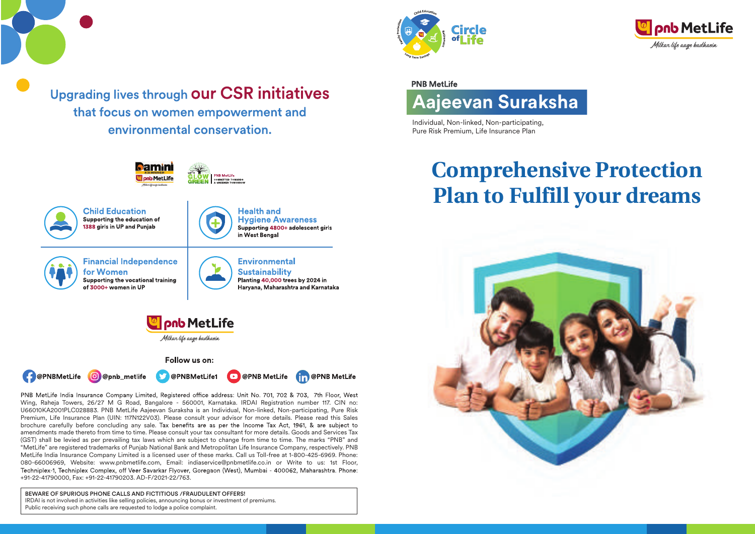Upgrading lives through **our CSR initiatives** that focus on women empowerment and environmental conservation.

### Child Education
Supporting the education of 1388 girls in UP and Punjab

### Health and Hygiene Awareness
Supporting 4800+ adolescent girls in West Bengal

### Financial Independence for Women
Supporting the vocational training of 3000+ women in UP

### Environmental Sustainability
Planting 40,000 trees by 2024 in Haryana, Maharashtra and Karnataka

pnb MetLife
*Milkar life aage badhaein*

Follow us on:

@PNBMetLife @pnb_metlife @PNBMetLife1 @PNB MetLife @PNB MetLife

PNB MetLife India Insurance Company Limited, Registered office address: Unit No. 701, 702 & 703, 7th Floor, West Wing, Raheja Towers, 26/27 M G Road, Bangalore - 560001, Karnataka. IRDAI Registration number 117. CIN no: U66010KA2001PLC028883. PNB MetLife Aajeevan Suraksha is an Individual, Non-linked, Non-participating, Pure Risk Premium, Life Insurance Plan (UIN: 117N122V03). Please consult your advisor for more details. Please read this Sales brochure carefully before concluding any sale. Tax benefits are as per the Income Tax Act, 1961, & are subject to amendments made thereto from time to time. Please consult your tax consultant for more details. Goods and Services Tax (GST) shall be levied as per prevailing tax laws which are subject to change from time to time. The marks "PNB" and "MetLife" are registered trademarks of Punjab National Bank and Metropolitan Life Insurance Company, respectively. PNB MetLife India Insurance Company Limited is a licensed user of these marks. Call us Toll-free at 1-800-425-6969. Phone: 080-66006969, Website: www.pnbmetlife.com, Email: indiaservice@pnbmetlife.co.in or Write to us: 1st Floor, Techniplex-1, Techniplex Complex, off Veer Savarkar Flyover, Goregaon (West), Mumbai - 400062, Maharashtra. Phone: +91-22-41790000, Fax: +91-22-41790203. AD-F/2021-22/763.

**BEWARE OF SPURIOUS PHONE CALLS AND FICTITIOUS /FRAUDULENT OFFERS!**
IRDAI is not involved in activities like selling policies, announcing bonus or investment of premiums. Public receiving such phone calls are requested to lodge a police complaint.

Circle of Life

pnb MetLife
*Milkar life aage badhaein*

**PNB MetLife**

# Aajeevan Suraksha

Individual, Non-linked, Non-participating, Pure Risk Premium, Life Insurance Plan

## Comprehensive Protection Plan to Fulfill your dreams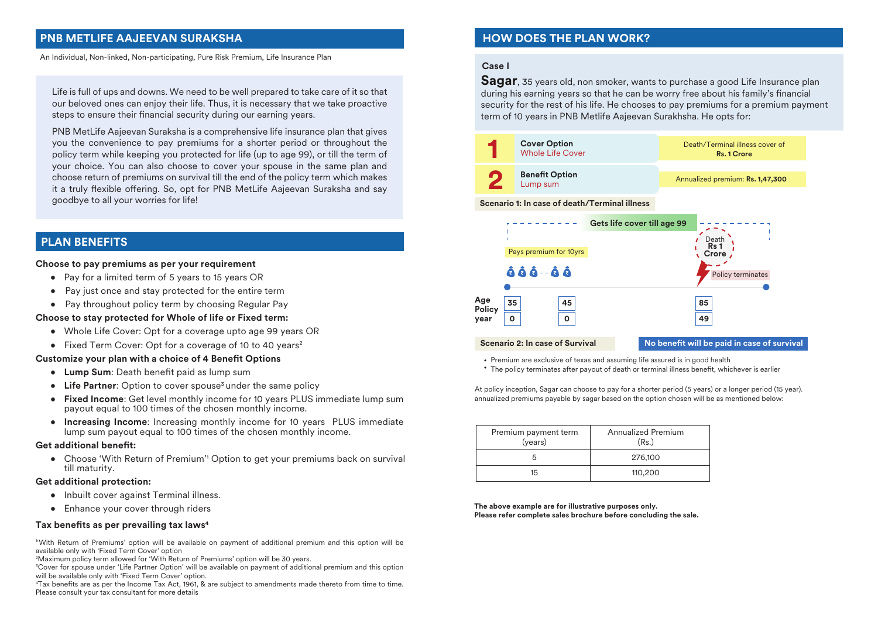## PNB METLIFE AAJEEVAN SURAKSHA

An Individual, Non-linked, Non-participating, Pure Risk Premium, Life Insurance Plan

Life is full of ups and downs. We need to be well prepared to take care of it so that our beloved ones can enjoy their life. Thus, it is necessary that we take proactive steps to ensure their financial security during our earning years.

PNB MetLife Aajeevan Suraksha is a comprehensive life insurance plan that gives you the convenience to pay premiums for a shorter period or throughout the policy term while keeping you protected for life (up to age 99), or till the term of your choice. You can also choose to cover your spouse in the same plan and choose return of premiums on survival till the end of the policy term which makes it a truly flexible offering. So, opt for PNB MetLife Aajeevan Suraksha and say goodbye to all your worries for life!

## PLAN BENEFITS

**Choose to pay premiums as per your requirement**

- Pay for a limited term of 5 years to 15 years OR
- Pay just once and stay protected for the entire term
- Pay throughout policy term by choosing Regular Pay

**Choose to stay protected for Whole of life or Fixed term:**

- Whole Life Cover: Opt for a coverage upto age 99 years OR
- Fixed Term Cover: Opt for a coverage of 10 to 40 years[2]

**Customize your plan with a choice of 4 Benefit Options**

- **Lump Sum**: Death benefit paid as lump sum
- **Life Partner**: Option to cover spouse[3] under the same policy
- **Fixed Income**: Get level monthly income for 10 years PLUS immediate lump sum payout equal to 100 times of the chosen monthly income.
- **Increasing Income**: Increasing monthly income for 10 years PLUS immediate lump sum payout equal to 100 times of the chosen monthly income.

**Get additional benefit:**

- Choose 'With Return of Premium'[1] Option to get your premiums back on survival till maturity.

**Get additional protection:**

- Inbuilt cover against Terminal illness.
- Enhance your cover through riders

**Tax benefits as per prevailing tax laws[4]**

[1]'With Return of Premiums' option will be available on payment of additional premium and this option will be available only with 'Fixed Term Cover' option

[2]Maximum policy term allowed for 'With Return of Premiums' option will be 30 years.

[3]Cover for spouse under 'Life Partner Option' will be available on payment of additional premium and this option will be available only with 'Fixed Term Cover' option.

[4]Tax benefits are as per the Income Tax Act, 1961, & are subject to amendments made thereto from time to time. Please consult your tax consultant for more details

## HOW DOES THE PLAN WORK?

**Case I**

**Sagar**, 35 years old, non smoker, wants to purchase a good Life Insurance plan during his earning years so that he can be worry free about his family's financial security for the rest of his life. He chooses to pay premiums for a premium payment term of 10 years in PNB Metlife Aajeevan Surakhsha. He opts for:

| | | |
|---|---|---|
| 1 | Cover Option: Whole Life Cover | Death/Terminal illness cover of **Rs. 1 Crore** |
| 2 | Benefit Option: Lump sum | Annualized premium: **Rs. 1,47,300** |

**Scenario 1: In case of death/Terminal illness**

Gets life cover till age 99

Pays premium for 10yrs

Death Rs 1 Crore

Policy terminates

| Age | 35 | 45 | 85 |
|---|---|---|---|
| Policy year | 0 | 0 | 49 |

**Scenario 2: In case of Survival** — **No benefit will be paid in case of survival**

- Premium are exclusive of texas and assuming life assured is in good health
- The policy terminates after payout of death or terminal illness benefit, whichever is earlier

At policy inception, Sagar can choose to pay for a shorter period (5 years) or a longer period (15 year). annualized premiums payable by sagar based on the option chosen will be as mentioned below:

| Premium payment term (years) | Annualized Premium (Rs.) |
|---|---|
| 5 | 276,100 |
| 15 | 110,200 |

**The above example are for illustrative purposes only.**
**Please refer complete sales brochure before concluding the sale.**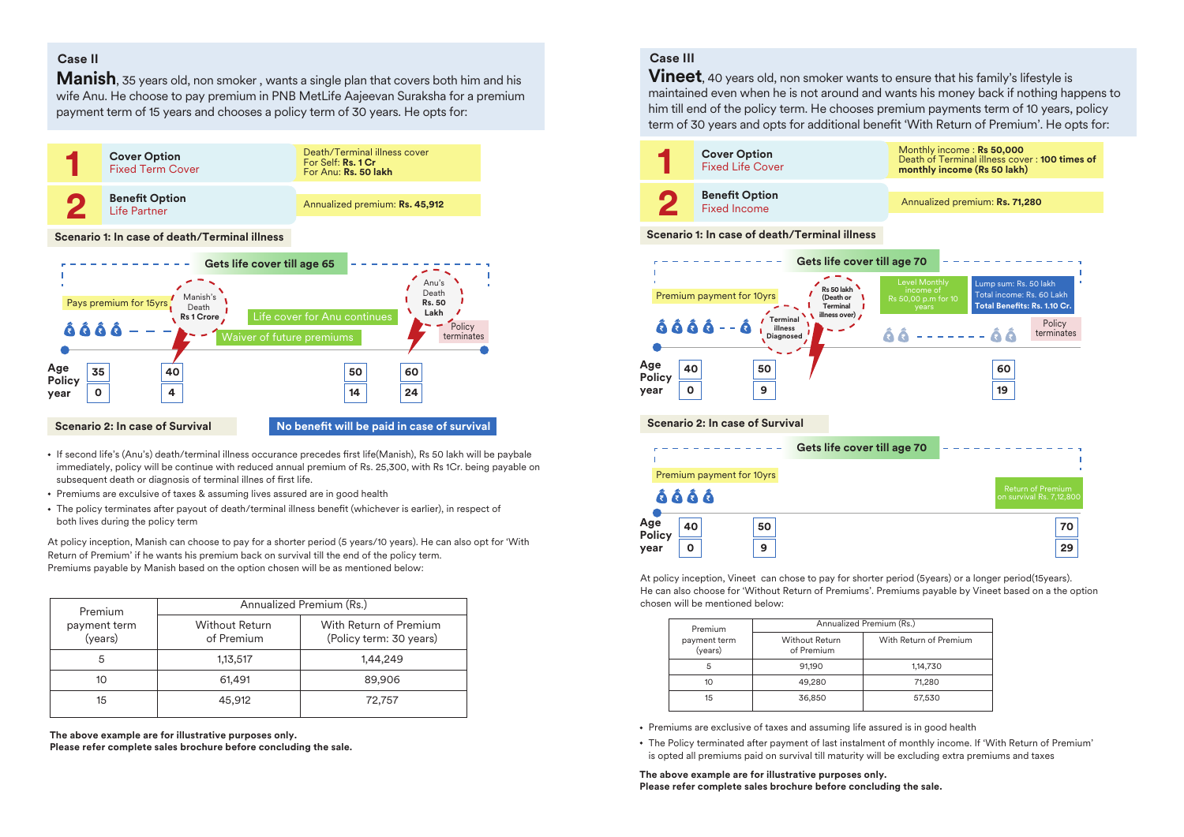## Case II

**Manish**, 35 years old, non smoker , wants a single plan that covers both him and his wife Anu. He choose to pay premium in PNB MetLife Aajeevan Suraksha for a premium payment term of 15 years and chooses a policy term of 30 years. He opts for:

| | | |
|---|---|---|
| 1 | **Cover Option** Fixed Term Cover | Death/Terminal illness cover For Self: **Rs. 1 Cr** For Anu: **Rs. 50 lakh** |
| 2 | **Benefit Option** Life Partner | Annualized premium: **Rs. 45,912** |

**Scenario 1: In case of death/Terminal illness**

Gets life cover till age 65

Pays premium for 15yrs

Manish's Death **Rs 1 Crore**

Life cover for Anu continues

Waiver of future premiums

Anu's Death **Rs. 50 Lakh**

Policy terminates

| Age | 35 | 40 | 50 | 60 |
|---|---|---|---|---|
| Policy year | 0 | 4 | 14 | 24 |

**Scenario 2: In case of Survival**

**No benefit will be paid in case of survival**

- If second life's (Anu's) death/terminal illness occurance precedes first life(Manish), Rs 50 lakh will be paybale immediately, policy will be continue with reduced annual premium of Rs. 25,300, with Rs 1Cr. being payable on subsequent death or diagnosis of terminal illnes of first life.
- Premiums are exculsive of taxes & assuming lives assured are in good health
- The policy terminates after payout of death/terminal illness benefit (whichever is earlier), in respect of both lives during the policy term

At policy inception, Manish can choose to pay for a shorter period (5 years/10 years). He can also opt for 'With Return of Premium' if he wants his premium back on survival till the end of the policy term. Premiums payable by Manish based on the option chosen will be as mentioned below:

| Premium payment term (years) | Annualized Premium (Rs.) | |
|---|---|---|
| | Without Return of Premium | With Return of Premium (Policy term: 30 years) |
| 5 | 1,13,517 | 1,44,249 |
| 10 | 61,491 | 89,906 |
| 15 | 45,912 | 72,757 |

**The above example are for illustrative purposes only.**
**Please refer complete sales brochure before concluding the sale.**

## Case III

**Vineet**, 40 years old, non smoker wants to ensure that his family's lifestyle is maintained even when he is not around and wants his money back if nothing happens to him till end of the policy term. He chooses premium payments term of 10 years, policy term of 30 years and opts for additional benefit 'With Return of Premium'. He opts for:

| | | |
|---|---|---|
| 1 | **Cover Option** Fixed Life Cover | Monthly income : **Rs 50,000** Death of Terminal illness cover : **100 times of monthly income (Rs 50 lakh)** |
| 2 | **Benefit Option** Fixed Income | Annualized premium: **Rs. 71,280** |

**Scenario 1: In case of death/Terminal illness**

Gets life cover till age 70

Premium payment for 10yrs

Terminal illness Diagnosed

Rs 50 lakh (Death or Terminal illness over)

Level Monthly income of Rs 50,00 p.m for 10 years

Lump sum: Rs. 50 lakh
Total income: Rs. 60 Lakh
**Total Benefits: Rs. 1.10 Cr.**

Policy terminates

| Age | 40 | 50 | 60 |
|---|---|---|---|
| Policy year | 0 | 9 | 19 |

**Scenario 2: In case of Survival**

Gets life cover till age 70

Premium payment for 10yrs

Return of Premium on survival Rs. 7,12,800

| Age | 40 | 50 | 70 |
|---|---|---|---|
| Policy year | 0 | 9 | 29 |

At policy inception, Vineet can chose to pay for shorter period (5years) or a longer period(15years). He can also choose for 'Without Return of Premiums'. Premiums payable by Vineet based on a the option chosen will be mentioned below:

| Premium payment term (years) | Annualized Premium (Rs.) | |
|---|---|---|
| | Without Return of Premium | With Return of Premium |
| 5 | 91,190 | 1,14,730 |
| 10 | 49,280 | 71,280 |
| 15 | 36,850 | 57,530 |

- Premiums are exclusive of taxes and assuming life assured is in good health
- The Policy terminated after payment of last instalment of monthly income. If 'With Return of Premium' is opted all premiums paid on survival till maturity will be excluding extra premiums and taxes

**The above example are for illustrative purposes only.**
**Please refer complete sales brochure before concluding the sale.**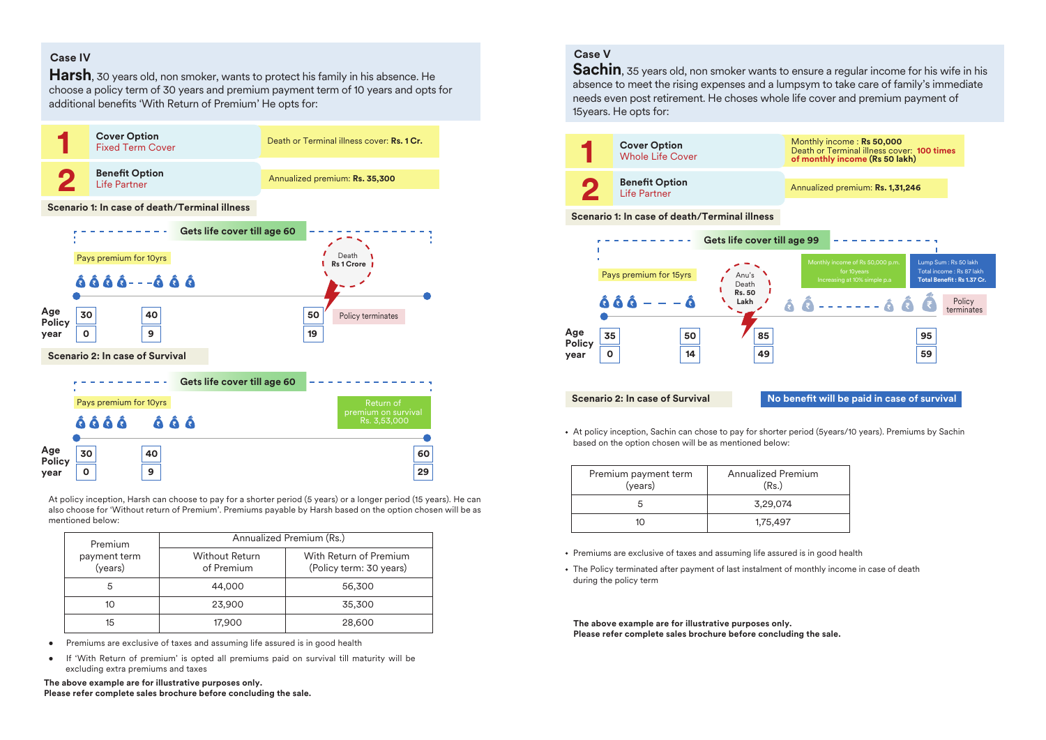## Case IV

**Harsh**, 30 years old, non smoker, wants to protect his family in his absence. He choose a policy term of 30 years and premium payment term of 10 years and opts for additional benefits 'With Return of Premium' He opts for:

| | | |
|---|---|---|
| **1** | **Cover Option** Fixed Term Cover | Death or Terminal illness cover: **Rs. 1 Cr.** |
| **2** | **Benefit Option** Life Partner | Annualized premium: **Rs. 35,300** |

**Scenario 1: In case of death/Terminal illness**

Gets life cover till age 60

Pays premium for 10yrs

Death Rs 1 Crore

Policy terminates

| Age | 30 | 40 | 50 |
|---|---|---|---|
| Policy year | 0 | 9 | 19 |

**Scenario 2: In case of Survival**

Gets life cover till age 60

Pays premium for 10yrs

Return of premium on survival Rs. 3,53,000

| Age | 30 | 40 | 60 |
|---|---|---|---|
| Policy year | 0 | 9 | 29 |

At policy inception, Harsh can choose to pay for a shorter period (5 years) or a longer period (15 years). He can also choose for 'Without return of Premium'. Premiums payable by Harsh based on the option chosen will be as mentioned below:

| Premium payment term (years) | Annualized Premium (Rs.) | |
|---|---|---|
| | Without Return of Premium | With Return of Premium (Policy term: 30 years) |
| 5 | 44,000 | 56,300 |
| 10 | 23,900 | 35,300 |
| 15 | 17,900 | 28,600 |

- Premiums are exclusive of taxes and assuming life assured is in good health
- If 'With Return of premium' is opted all premiums paid on survival till maturity will be excluding extra premiums and taxes

**The above example are for illustrative purposes only.**
**Please refer complete sales brochure before concluding the sale.**

## Case V

**Sachin**, 35 years old, non smoker wants to ensure a regular income for his wife in his absence to meet the rising expenses and a lumpsym to take care of family's immediate needs even post retirement. He choses whole life cover and premium payment of 15years. He opts for:

| | | |
|---|---|---|
| **1** | **Cover Option** Whole Life Cover | Monthly income : **Rs 50,000** Death or Terminal illness cover: **100 times of monthly income (Rs 50 lakh)** |
| **2** | **Benefit Option** Life Partner | Annualized premium: **Rs. 1,31,246** |

**Scenario 1: In case of death/Terminal illness**

Gets life cover till age 99

Pays premium for 15yrs

Anu's Death Rs. 50 Lakh

Monthly income of Rs 50,000 p.m. for 10years Increasing at 10% simple p.a

Lump Sum : Rs 50 lakh
Total income : Rs 87 lakh
**Total Benefit : Rs 1.37 Cr.**

Policy terminates

| Age | 35 | 50 | 85 | 95 |
|---|---|---|---|---|
| Policy year | 0 | 14 | 49 | 59 |

**Scenario 2: In case of Survival**

**No benefit will be paid in case of survival**

- At policy inception, Sachin can chose to pay for shorter period (5years/10 years). Premiums by Sachin based on the option chosen will be as mentioned below:

| Premium payment term (years) | Annualized Premium (Rs.) |
|---|---|
| 5 | 3,29,074 |
| 10 | 1,75,497 |

- Premiums are exclusive of taxes and assuming life assured is in good health
- The Policy terminated after payment of last instalment of monthly income in case of death during the policy term

**The above example are for illustrative purposes only.**
**Please refer complete sales brochure before concluding the sale.**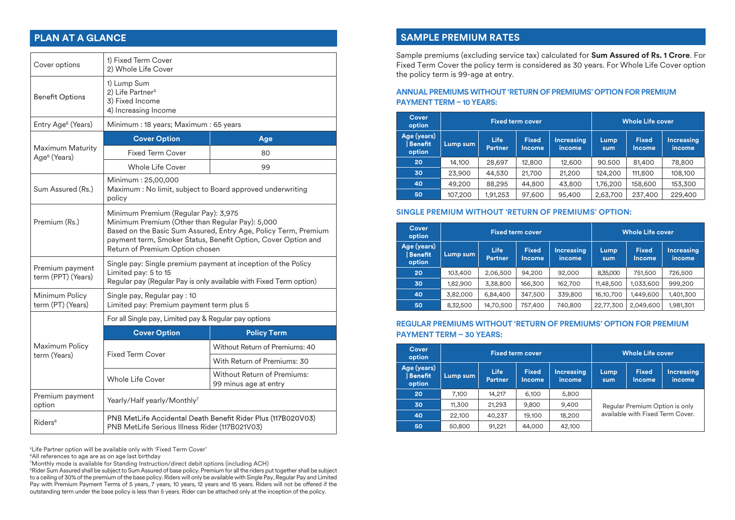## PLAN AT A GLANCE

| | |
|---|---|
| Cover options | 1) Fixed Term Cover<br>2) Whole Life Cover |
| Benefit Options | 1) Lump Sum<br>2) Life Partner[5]<br>3) Fixed Income<br>4) Increasing Income |
| Entry Age[6] (Years) | Minimum : 18 years; Maximum : 65 years |
| Maximum Maturity Age[6] (Years) | **Cover Option** — **Age**<br>Fixed Term Cover — 80<br>Whole Life Cover — 99 |
| Sum Assured (Rs.) | Minimum : 25,00,000<br>Maximum : No limit, subject to Board approved underwriting policy |
| Premium (Rs.) | Minimum Premium (Regular Pay): 3,975<br>Minimum Premium (Other than Regular Pay): 5,000<br>Based on the Basic Sum Assured, Entry Age, Policy Term, Premium payment term, Smoker Status, Benefit Option, Cover Option and Return of Premium Option chosen |
| Premium payment term (PPT) (Years) | Single pay: Single premium payment at inception of the Policy<br>Limited pay: 5 to 15<br>Regular pay (Regular Pay is only available with Fixed Term option) |
| Minimum Policy term (PT) (Years) | Single pay, Regular pay : 10<br>Limited pay: Premium payment term plus 5 |
| Maximum Policy term (Years) | For all Single pay, Limited pay & Regular pay options<br>**Cover Option** — **Policy Term**<br>Fixed Term Cover — Without Return of Premiums: 40; With Return of Premiums: 30<br>Whole Life Cover — Without Return of Premiums: 99 minus age at entry |
| Premium payment option | Yearly/Half yearly/Monthly[7] |
| Riders[8] | PNB MetLife Accidental Death Benefit Rider Plus (117B020V03)<br>PNB MetLife Serious Illness Rider (117B021V03) |

[5]Life Partner option will be available only with 'Fixed Term Cover'

[6]All references to age are as on age last birthday

[7]Monthly mode is available for Standing Instruction/direct debit options (including ACH)

[8]Rider Sum Assured shall be subject to Sum Assured of base policy. Premium for all the riders put together shall be subject to a ceiling of 30% of the premium of the base policy. Riders will only be available with Single Pay, Regular Pay and Limited Pay with Premium Payment Terms of 5 years, 7 years, 10 years, 12 years and 15 years. Riders will not be offered if the outstanding term under the base policy is less than 5 years. Rider can be attached only at the inception of the policy.

## SAMPLE PREMIUM RATES

Sample premiums (excluding service tax) calculated for **Sum Assured of Rs. 1 Crore**. For Fixed Term Cover the policy term is considered as 30 years. For Whole Life Cover option the policy term is 99-age at entry.

### ANNUAL PREMIUMS WITHOUT 'RETURN OF PREMIUMS' OPTION FOR PREMIUM PAYMENT TERM – 10 YEARS:

| Cover option | Fixed term cover | | | | Whole Life cover | | |
|---|---|---|---|---|---|---|---|
| Age (years) \| Benefit option | Lump sum | Life Partner | Fixed Income | Increasing income | Lump sum | Fixed Income | Increasing income |
| 20 | 14,100 | 28,697 | 12,800 | 12,600 | 90.500 | 81,400 | 78,800 |
| 30 | 23,900 | 44,530 | 21,700 | 21,200 | 124,200 | 111,800 | 108,100 |
| 40 | 49,200 | 88,295 | 44,800 | 43,800 | 1,76,200 | 158,600 | 153,300 |
| 50 | 107,200 | 1,91,253 | 97,600 | 95,400 | 2,63,700 | 237,400 | 229,400 |

### SINGLE PREMIUM WITHOUT 'RETURN OF PREMIUMS' OPTION:

| Cover option | Fixed term cover | | | | Whole Life cover | | |
|---|---|---|---|---|---|---|---|
| Age (years) \| Benefit option | Lump sum | Life Partner | Fixed Income | Increasing income | Lump sum | Fixed Income | Increasing income |
| 20 | 103,400 | 2,06,500 | 94,200 | 92,000 | 8,35,000 | 751,500 | 726,500 |
| 30 | 1,82,900 | 3,38,800 | 166,300 | 162,700 | 11,48,500 | 1,033,600 | 999,200 |
| 40 | 3,82,000 | 6,84,400 | 347,500 | 339,800 | 16,10,700 | 1,449,600 | 1,401,300 |
| 50 | 8,32,500 | 14,70,500 | 757,400 | 740,800 | 22,77,300 | 2,049,600 | 1,981,301 |

### REGULAR PREMIUMS WITHOUT 'RETURN OF PREMIUMS' OPTION FOR PREMIUM PAYMENT TERM – 30 YEARS:

| Cover option | Fixed term cover | | | | Whole Life cover | | |
|---|---|---|---|---|---|---|---|
| Age (years) \| Benefit option | Lump sum | Life Partner | Fixed Income | Increasing income | Lump sum | Fixed Income | Increasing income |
| 20 | 7,100 | 14,217 | 6,100 | 5,800 | Regular Premium Option is only available with Fixed Term Cover. | | |
| 30 | 11,300 | 21,293 | 9,800 | 9,400 | | | |
| 40 | 22,100 | 40,237 | 19,100 | 18,200 | | | |
| 50 | 50,800 | 91,221 | 44,000 | 42,100 | | | |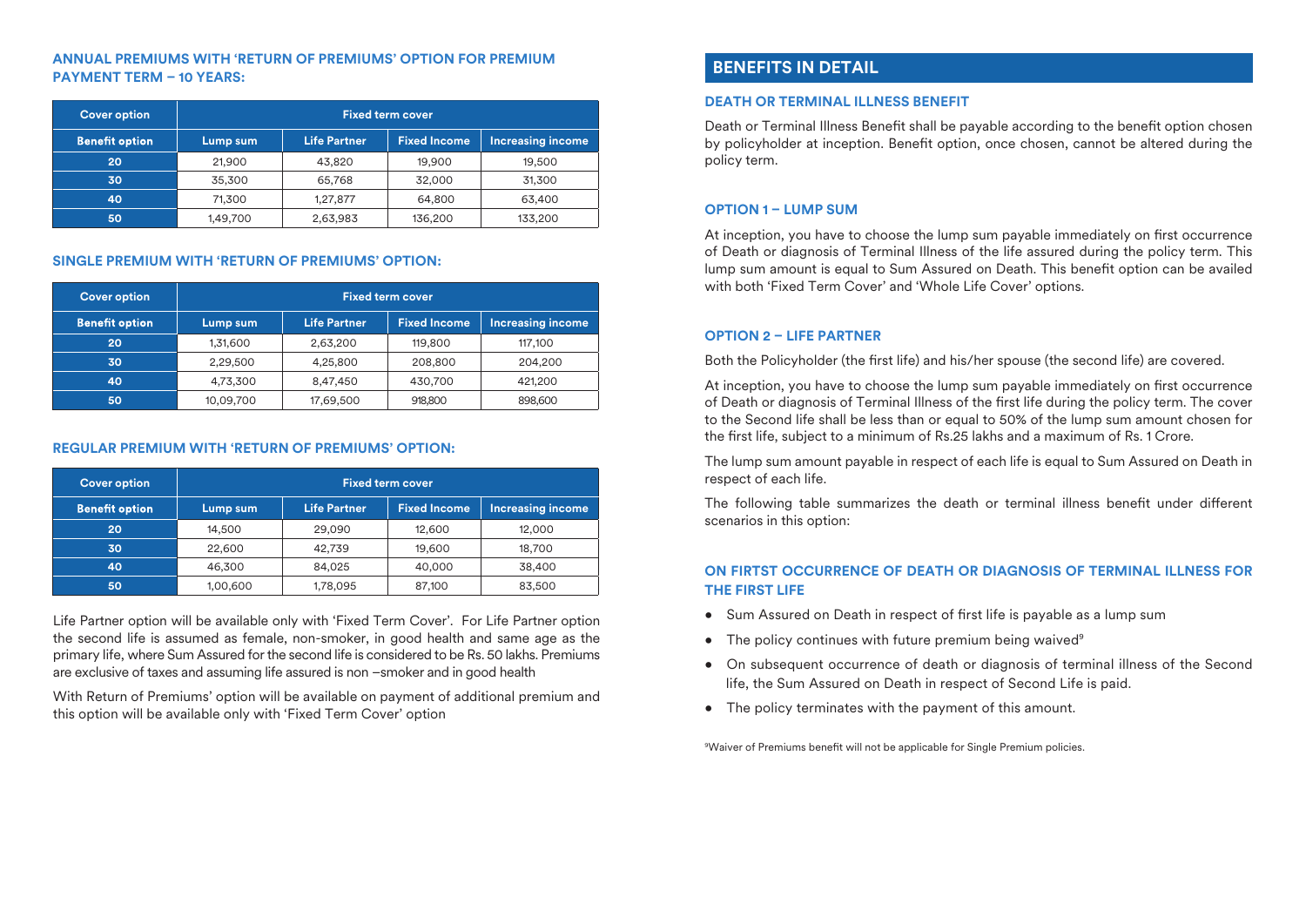### ANNUAL PREMIUMS WITH 'RETURN OF PREMIUMS' OPTION FOR PREMIUM PAYMENT TERM – 10 YEARS:

| Cover option | Fixed term cover | | | |
|---|---|---|---|---|
| **Benefit option** | **Lump sum** | **Life Partner** | **Fixed Income** | **Increasing income** |
| **20** | 21,900 | 43,820 | 19,900 | 19,500 |
| **30** | 35,300 | 65,768 | 32,000 | 31,300 |
| **40** | 71,300 | 1,27,877 | 64,800 | 63,400 |
| **50** | 1,49,700 | 2,63,983 | 136,200 | 133,200 |

### SINGLE PREMIUM WITH 'RETURN OF PREMIUMS' OPTION:

| Cover option | Fixed term cover | | | |
|---|---|---|---|---|
| **Benefit option** | **Lump sum** | **Life Partner** | **Fixed Income** | **Increasing income** |
| **20** | 1,31,600 | 2,63,200 | 119,800 | 117,100 |
| **30** | 2,29,500 | 4,25,800 | 208,800 | 204,200 |
| **40** | 4,73,300 | 8,47,450 | 430,700 | 421,200 |
| **50** | 10,09,700 | 17,69,500 | 918,800 | 898,600 |

### REGULAR PREMIUM WITH 'RETURN OF PREMIUMS' OPTION:

| Cover option | Fixed term cover | | | |
|---|---|---|---|---|
| **Benefit option** | **Lump sum** | **Life Partner** | **Fixed Income** | **Increasing income** |
| **20** | 14,500 | 29,090 | 12,600 | 12,000 |
| **30** | 22,600 | 42,739 | 19,600 | 18,700 |
| **40** | 46,300 | 84,025 | 40,000 | 38,400 |
| **50** | 1,00,600 | 1,78,095 | 87,100 | 83,500 |

Life Partner option will be available only with 'Fixed Term Cover'. For Life Partner option the second life is assumed as female, non-smoker, in good health and same age as the primary life, where Sum Assured for the second life is considered to be Rs. 50 lakhs. Premiums are exclusive of taxes and assuming life assured is non –smoker and in good health

With Return of Premiums' option will be available on payment of additional premium and this option will be available only with 'Fixed Term Cover' option

## BENEFITS IN DETAIL

### DEATH OR TERMINAL ILLNESS BENEFIT

Death or Terminal Illness Benefit shall be payable according to the benefit option chosen by policyholder at inception. Benefit option, once chosen, cannot be altered during the policy term.

### OPTION 1 – LUMP SUM

At inception, you have to choose the lump sum payable immediately on first occurrence of Death or diagnosis of Terminal Illness of the life assured during the policy term. This lump sum amount is equal to Sum Assured on Death. This benefit option can be availed with both 'Fixed Term Cover' and 'Whole Life Cover' options.

### OPTION 2 – LIFE PARTNER

Both the Policyholder (the first life) and his/her spouse (the second life) are covered.

At inception, you have to choose the lump sum payable immediately on first occurrence of Death or diagnosis of Terminal Illness of the first life during the policy term. The cover to the Second life shall be less than or equal to 50% of the lump sum amount chosen for the first life, subject to a minimum of Rs.25 lakhs and a maximum of Rs. 1 Crore.

The lump sum amount payable in respect of each life is equal to Sum Assured on Death in respect of each life.

The following table summarizes the death or terminal illness benefit under different scenarios in this option:

### ON FIRTST OCCURRENCE OF DEATH OR DIAGNOSIS OF TERMINAL ILLNESS FOR THE FIRST LIFE

- Sum Assured on Death in respect of first life is payable as a lump sum
- The policy continues with future premium being waived[9]
- On subsequent occurrence of death or diagnosis of terminal illness of the Second life, the Sum Assured on Death in respect of Second Life is paid.
- The policy terminates with the payment of this amount.

[9]Waiver of Premiums benefit will not be applicable for Single Premium policies.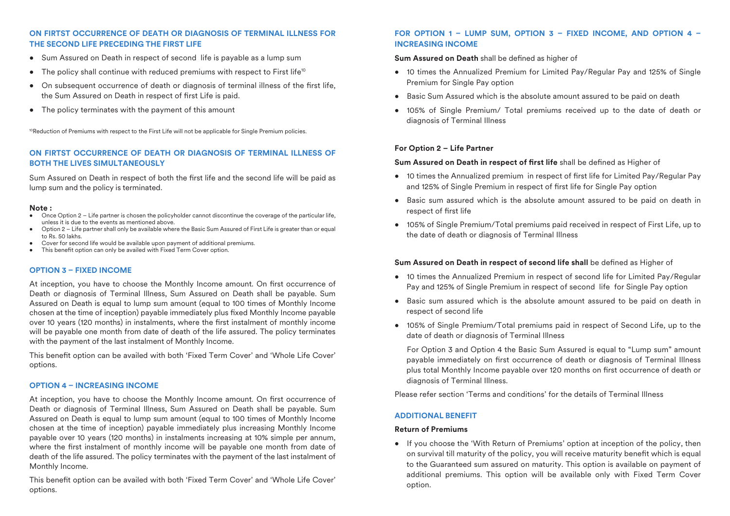### ON FIRTST OCCURRENCE OF DEATH OR DIAGNOSIS OF TERMINAL ILLNESS FOR THE SECOND LIFE PRECEDING THE FIRST LIFE

- Sum Assured on Death in respect of second life is payable as a lump sum
- The policy shall continue with reduced premiums with respect to First life[10]
- On subsequent occurrence of death or diagnosis of terminal illness of the first life, the Sum Assured on Death in respect of first Life is paid.
- The policy terminates with the payment of this amount

[10]Reduction of Premiums with respect to the First Life will not be applicable for Single Premium policies.

### ON FIRTST OCCURRENCE OF DEATH OR DIAGNOSIS OF TERMINAL ILLNESS OF BOTH THE LIVES SIMULTANEOUSLY

Sum Assured on Death in respect of both the first life and the second life will be paid as lump sum and the policy is terminated.

**Note :**

- Once Option 2 – Life partner is chosen the policyholder cannot discontinue the coverage of the particular life, unless it is due to the events as mentioned above.
- Option 2 – Life partner shall only be available where the Basic Sum Assured of First Life is greater than or equal to Rs. 50 lakhs.
- Cover for second life would be available upon payment of additional premiums.
- This benefit option can only be availed with Fixed Term Cover option.

### OPTION 3 – FIXED INCOME

At inception, you have to choose the Monthly Income amount. On first occurrence of Death or diagnosis of Terminal Illness, Sum Assured on Death shall be payable. Sum Assured on Death is equal to lump sum amount (equal to 100 times of Monthly Income chosen at the time of inception) payable immediately plus fixed Monthly Income payable over 10 years (120 months) in instalments, where the first instalment of monthly income will be payable one month from date of death of the life assured. The policy terminates with the payment of the last instalment of Monthly Income.

This benefit option can be availed with both 'Fixed Term Cover' and 'Whole Life Cover' options.

### OPTION 4 – INCREASING INCOME

At inception, you have to choose the Monthly Income amount. On first occurrence of Death or diagnosis of Terminal Illness, Sum Assured on Death shall be payable. Sum Assured on Death is equal to lump sum amount (equal to 100 times of Monthly Income chosen at the time of inception) payable immediately plus increasing Monthly Income payable over 10 years (120 months) in instalments increasing at 10% simple per annum, where the first instalment of monthly income will be payable one month from date of death of the life assured. The policy terminates with the payment of the last instalment of Monthly Income.

This benefit option can be availed with both 'Fixed Term Cover' and 'Whole Life Cover' options.

### FOR OPTION 1 – LUMP SUM, OPTION 3 – FIXED INCOME, AND OPTION 4 – INCREASING INCOME

**Sum Assured on Death** shall be defined as higher of

- 10 times the Annualized Premium for Limited Pay/Regular Pay and 125% of Single Premium for Single Pay option
- Basic Sum Assured which is the absolute amount assured to be paid on death
- 105% of Single Premium/ Total premiums received up to the date of death or diagnosis of Terminal Illness

**For Option 2 – Life Partner**

**Sum Assured on Death in respect of first life** shall be defined as Higher of

- 10 times the Annualized premium in respect of first life for Limited Pay/Regular Pay and 125% of Single Premium in respect of first life for Single Pay option
- Basic sum assured which is the absolute amount assured to be paid on death in respect of first life
- 105% of Single Premium/Total premiums paid received in respect of First Life, up to the date of death or diagnosis of Terminal Illness

**Sum Assured on Death in respect of second life shall** be defined as Higher of

- 10 times the Annualized Premium in respect of second life for Limited Pay/Regular Pay and 125% of Single Premium in respect of second life for Single Pay option
- Basic sum assured which is the absolute amount assured to be paid on death in respect of second life
- 105% of Single Premium/Total premiums paid in respect of Second Life, up to the date of death or diagnosis of Terminal Illness

  For Option 3 and Option 4 the Basic Sum Assured is equal to "Lump sum" amount payable immediately on first occurrence of death or diagnosis of Terminal Illness plus total Monthly Income payable over 120 months on first occurrence of death or diagnosis of Terminal Illness.

Please refer section 'Terms and conditions' for the details of Terminal Illness

### ADDITIONAL BENEFIT

**Return of Premiums**

- If you choose the 'With Return of Premiums' option at inception of the policy, then on survival till maturity of the policy, you will receive maturity benefit which is equal to the Guaranteed sum assured on maturity. This option is available on payment of additional premiums. This option will be available only with Fixed Term Cover option.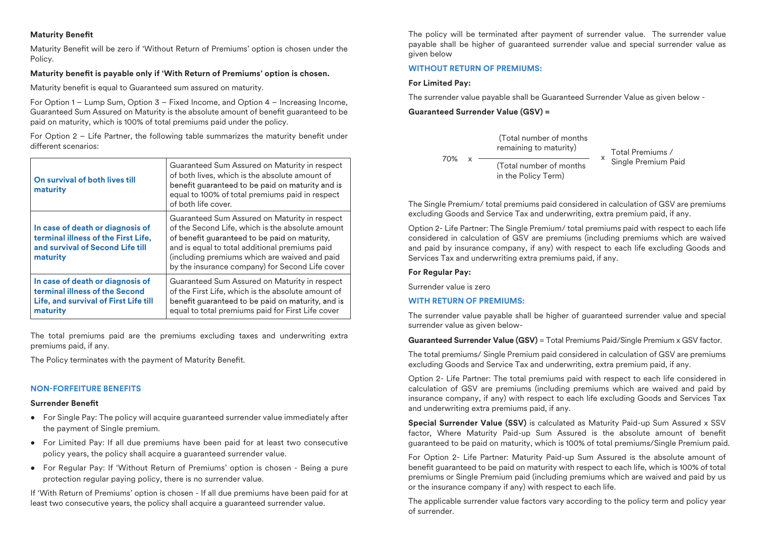**Maturity Benefit**

Maturity Benefit will be zero if 'Without Return of Premiums' option is chosen under the Policy.

**Maturity benefit is payable only if 'With Return of Premiums' option is chosen.**

Maturity benefit is equal to Guaranteed sum assured on maturity.

For Option 1 – Lump Sum, Option 3 – Fixed Income, and Option 4 – Increasing Income, Guaranteed Sum Assured on Maturity is the absolute amount of benefit guaranteed to be paid on maturity, which is 100% of total premiums paid under the policy.

For Option 2 – Life Partner, the following table summarizes the maturity benefit under different scenarios:

| | |
|---|---|
| **On survival of both lives till maturity** | Guaranteed Sum Assured on Maturity in respect of both lives, which is the absolute amount of benefit guaranteed to be paid on maturity and is equal to 100% of total premiums paid in respect of both life cover. |
| **In case of death or diagnosis of terminal illness of the First Life, and survival of Second Life till maturity** | Guaranteed Sum Assured on Maturity in respect of the Second Life, which is the absolute amount of benefit guaranteed to be paid on maturity, and is equal to total additional premiums paid (including premiums which are waived and paid by the insurance company) for Second Life cover |
| **In case of death or diagnosis of terminal illness of the Second Life, and survival of First Life till maturity** | Guaranteed Sum Assured on Maturity in respect of the First Life, which is the absolute amount of benefit guaranteed to be paid on maturity, and is equal to total premiums paid for First Life cover |

The total premiums paid are the premiums excluding taxes and underwriting extra premiums paid, if any.

The Policy terminates with the payment of Maturity Benefit.

## NON-FORFEITURE BENEFITS

**Surrender Benefit**

- For Single Pay: The policy will acquire guaranteed surrender value immediately after the payment of Single premium.
- For Limited Pay: If all due premiums have been paid for at least two consecutive policy years, the policy shall acquire a guaranteed surrender value.
- For Regular Pay: If 'Without Return of Premiums' option is chosen - Being a pure protection regular paying policy, there is no surrender value.

If 'With Return of Premiums' option is chosen - If all due premiums have been paid for at least two consecutive years, the policy shall acquire a guaranteed surrender value.

The policy will be terminated after payment of surrender value. The surrender value payable shall be higher of guaranteed surrender value and special surrender value as given below

### WITHOUT RETURN OF PREMIUMS:

**For Limited Pay:**

The surrender value payable shall be Guaranteed Surrender Value as given below -

**Guaranteed Surrender Value (GSV) =**

$$70\% \times \frac{\text{(Total number of months remaining to maturity)}}{\text{(Total number of months in the Policy Term)}} \times \text{Total Premiums / Single Premium Paid}$$

The Single Premium/ total premiums paid considered in calculation of GSV are premiums excluding Goods and Service Tax and underwriting, extra premium paid, if any.

Option 2- Life Partner: The Single Premium/ total premiums paid with respect to each life considered in calculation of GSV are premiums (including premiums which are waived and paid by insurance company, if any) with respect to each life excluding Goods and Services Tax and underwriting extra premiums paid, if any.

**For Regular Pay:**

Surrender value is zero

### WITH RETURN OF PREMIUMS:

The surrender value payable shall be higher of guaranteed surrender value and special surrender value as given below-

**Guaranteed Surrender Value (GSV)** = Total Premiums Paid/Single Premium x GSV factor.

The total premiums/ Single Premium paid considered in calculation of GSV are premiums excluding Goods and Service Tax and underwriting, extra premium paid, if any.

Option 2- Life Partner: The total premiums paid with respect to each life considered in calculation of GSV are premiums (including premiums which are waived and paid by insurance company, if any) with respect to each life excluding Goods and Services Tax and underwriting extra premiums paid, if any.

**Special Surrender Value (SSV)** is calculated as Maturity Paid-up Sum Assured x SSV factor, Where Maturity Paid-up Sum Assured is the absolute amount of benefit guaranteed to be paid on maturity, which is 100% of total premiums/Single Premium paid.

For Option 2- Life Partner: Maturity Paid-up Sum Assured is the absolute amount of benefit guaranteed to be paid on maturity with respect to each life, which is 100% of total premiums or Single Premium paid (including premiums which are waived and paid by us or the insurance company if any) with respect to each life.

The applicable surrender value factors vary according to the policy term and policy year of surrender.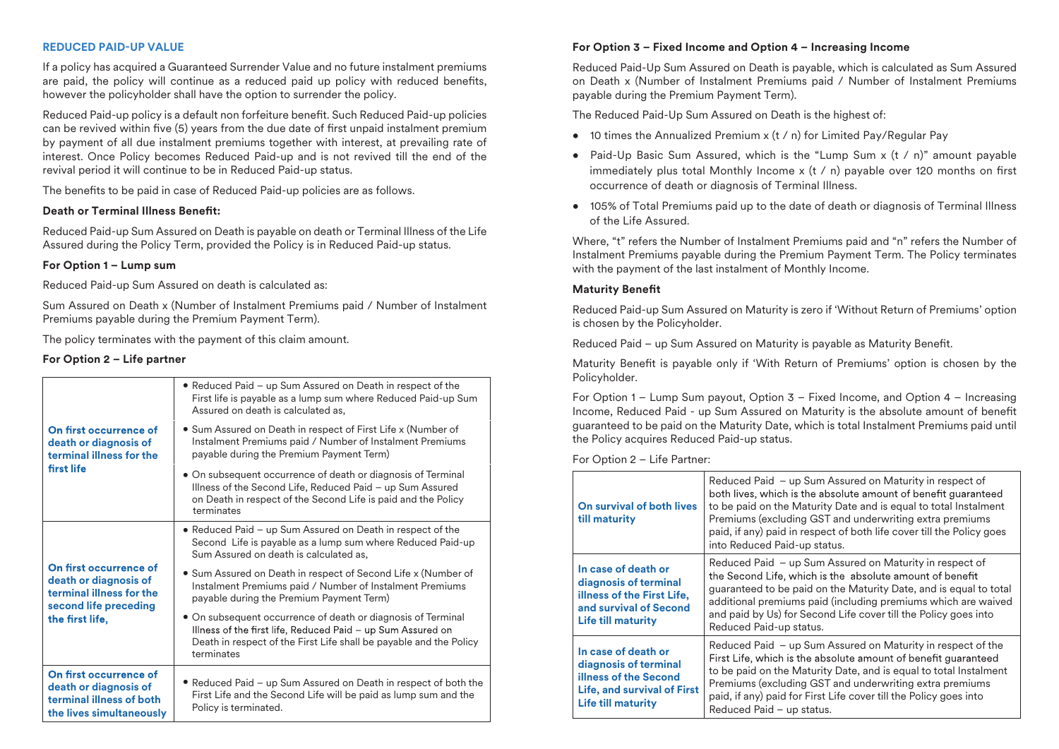### REDUCED PAID-UP VALUE

If a policy has acquired a Guaranteed Surrender Value and no future instalment premiums are paid, the policy will continue as a reduced paid up policy with reduced benefits, however the policyholder shall have the option to surrender the policy.

Reduced Paid-up policy is a default non forfeiture benefit. Such Reduced Paid-up policies can be revived within five (5) years from the due date of first unpaid instalment premium by payment of all due instalment premiums together with interest, at prevailing rate of interest. Once Policy becomes Reduced Paid-up and is not revived till the end of the revival period it will continue to be in Reduced Paid-up status.

The benefits to be paid in case of Reduced Paid-up policies are as follows.

**Death or Terminal Illness Benefit:**

Reduced Paid-up Sum Assured on Death is payable on death or Terminal Illness of the Life Assured during the Policy Term, provided the Policy is in Reduced Paid-up status.

**For Option 1 – Lump sum**

Reduced Paid-up Sum Assured on death is calculated as:

Sum Assured on Death x (Number of Instalment Premiums paid / Number of Instalment Premiums payable during the Premium Payment Term).

The policy terminates with the payment of this claim amount.

**For Option 2 – Life partner**

| | |
|---|---|
| **On first occurrence of death or diagnosis of terminal illness for the first life** | • Reduced Paid – up Sum Assured on Death in respect of the First life is payable as a lump sum where Reduced Paid-up Sum Assured on death is calculated as,<br>• Sum Assured on Death in respect of First Life x (Number of Instalment Premiums paid / Number of Instalment Premiums payable during the Premium Payment Term)<br>• On subsequent occurrence of death or diagnosis of Terminal Illness of the Second Life, Reduced Paid – up Sum Assured on Death in respect of the Second Life is paid and the Policy terminates |
| **On first occurrence of death or diagnosis of terminal illness for the second life preceding the first life,** | • Reduced Paid – up Sum Assured on Death in respect of the Second Life is payable as a lump sum where Reduced Paid-up Sum Assured on death is calculated as,<br>• Sum Assured on Death in respect of Second Life x (Number of Instalment Premiums paid / Number of Instalment Premiums payable during the Premium Payment Term)<br>• On subsequent occurrence of death or diagnosis of Terminal Illness of the first life, Reduced Paid – up Sum Assured on Death in respect of the First Life shall be payable and the Policy terminates |
| **On first occurrence of death or diagnosis of terminal illness of both the lives simultaneously** | • Reduced Paid – up Sum Assured on Death in respect of both the First Life and the Second Life will be paid as lump sum and the Policy is terminated. |

**For Option 3 – Fixed Income and Option 4 – Increasing Income**

Reduced Paid-Up Sum Assured on Death is payable, which is calculated as Sum Assured on Death x (Number of Instalment Premiums paid / Number of Instalment Premiums payable during the Premium Payment Term).

The Reduced Paid-Up Sum Assured on Death is the highest of:

- 10 times the Annualized Premium x (t / n) for Limited Pay/Regular Pay
- Paid-Up Basic Sum Assured, which is the "Lump Sum x (t / n)" amount payable immediately plus total Monthly Income x (t / n) payable over 120 months on first occurrence of death or diagnosis of Terminal Illness.
- 105% of Total Premiums paid up to the date of death or diagnosis of Terminal Illness of the Life Assured.

Where, "t" refers the Number of Instalment Premiums paid and "n" refers the Number of Instalment Premiums payable during the Premium Payment Term. The Policy terminates with the payment of the last instalment of Monthly Income.

**Maturity Benefit**

Reduced Paid-up Sum Assured on Maturity is zero if 'Without Return of Premiums' option is chosen by the Policyholder.

Reduced Paid – up Sum Assured on Maturity is payable as Maturity Benefit.

Maturity Benefit is payable only if 'With Return of Premiums' option is chosen by the Policyholder.

For Option 1 – Lump Sum payout, Option 3 – Fixed Income, and Option 4 – Increasing Income, Reduced Paid - up Sum Assured on Maturity is the absolute amount of benefit guaranteed to be paid on the Maturity Date, which is total Instalment Premiums paid until the Policy acquires Reduced Paid-up status.

For Option 2 – Life Partner:

| | |
|---|---|
| **On survival of both lives till maturity** | Reduced Paid – up Sum Assured on Maturity in respect of both lives, which is the absolute amount of benefit guaranteed to be paid on the Maturity Date and is equal to total Instalment Premiums (excluding GST and underwriting extra premiums paid, if any) paid in respect of both life cover till the Policy goes into Reduced Paid-up status. |
| **In case of death or diagnosis of terminal illness of the First Life, and survival of Second Life till maturity** | Reduced Paid – up Sum Assured on Maturity in respect of the Second Life, which is the absolute amount of benefit guaranteed to be paid on the Maturity Date, and is equal to total additional premiums paid (including premiums which are waived and paid by Us) for Second Life cover till the Policy goes into Reduced Paid-up status. |
| **In case of death or diagnosis of terminal illness of the Second Life, and survival of First Life till maturity** | Reduced Paid – up Sum Assured on Maturity in respect of the First Life, which is the absolute amount of benefit guaranteed to be paid on the Maturity Date, and is equal to total Instalment Premiums (excluding GST and underwriting extra premiums paid, if any) paid for First Life cover till the Policy goes into Reduced Paid – up status. |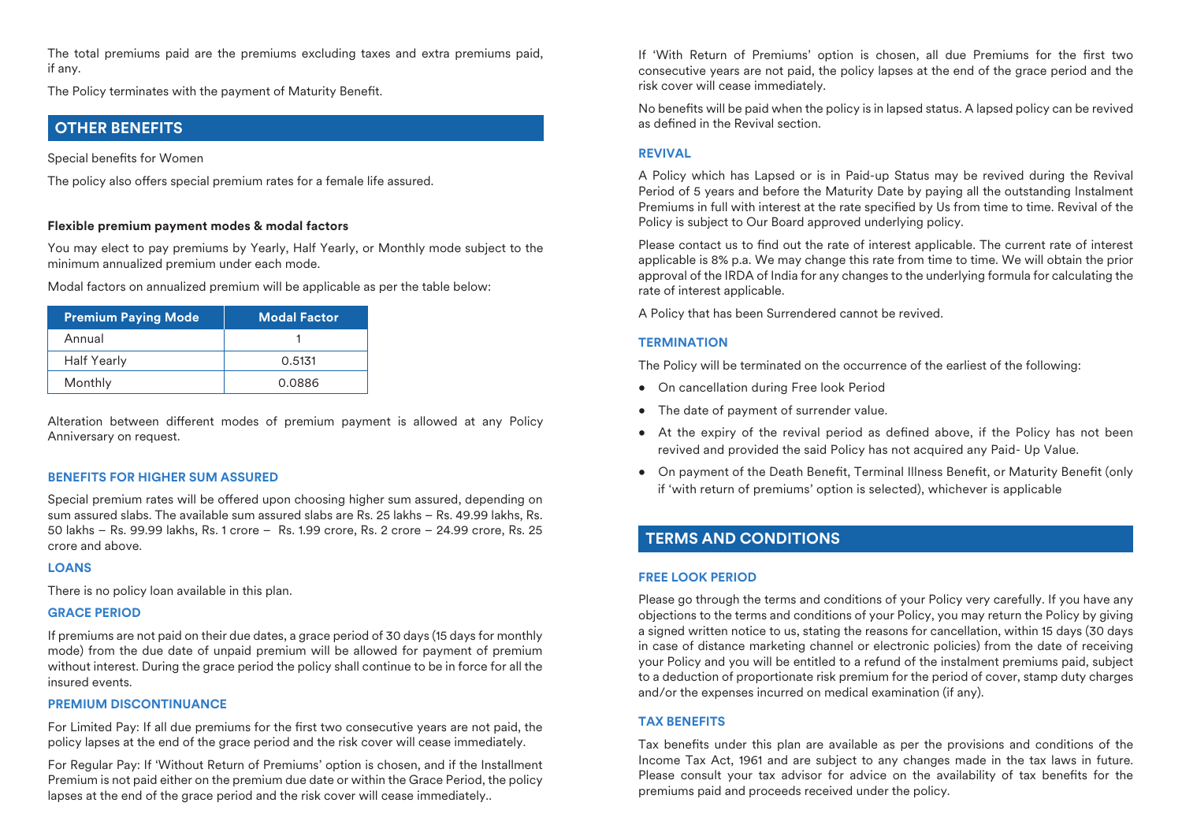The total premiums paid are the premiums excluding taxes and extra premiums paid, if any.

The Policy terminates with the payment of Maturity Benefit.

## OTHER BENEFITS

Special benefits for Women

The policy also offers special premium rates for a female life assured.

**Flexible premium payment modes & modal factors**

You may elect to pay premiums by Yearly, Half Yearly, or Monthly mode subject to the minimum annualized premium under each mode.

Modal factors on annualized premium will be applicable as per the table below:

| Premium Paying Mode | Modal Factor |
|---|---|
| Annual | 1 |
| Half Yearly | 0.5131 |
| Monthly | 0.0886 |

Alteration between different modes of premium payment is allowed at any Policy Anniversary on request.

### BENEFITS FOR HIGHER SUM ASSURED

Special premium rates will be offered upon choosing higher sum assured, depending on sum assured slabs. The available sum assured slabs are Rs. 25 lakhs – Rs. 49.99 lakhs, Rs. 50 lakhs – Rs. 99.99 lakhs, Rs. 1 crore – Rs. 1.99 crore, Rs. 2 crore – 24.99 crore, Rs. 25 crore and above.

### LOANS

There is no policy loan available in this plan.

### GRACE PERIOD

If premiums are not paid on their due dates, a grace period of 30 days (15 days for monthly mode) from the due date of unpaid premium will be allowed for payment of premium without interest. During the grace period the policy shall continue to be in force for all the insured events.

### PREMIUM DISCONTINUANCE

For Limited Pay: If all due premiums for the first two consecutive years are not paid, the policy lapses at the end of the grace period and the risk cover will cease immediately.

For Regular Pay: If 'Without Return of Premiums' option is chosen, and if the Installment Premium is not paid either on the premium due date or within the Grace Period, the policy lapses at the end of the grace period and the risk cover will cease immediately..

If 'With Return of Premiums' option is chosen, all due Premiums for the first two consecutive years are not paid, the policy lapses at the end of the grace period and the risk cover will cease immediately.

No benefits will be paid when the policy is in lapsed status. A lapsed policy can be revived as defined in the Revival section.

### REVIVAL

A Policy which has Lapsed or is in Paid-up Status may be revived during the Revival Period of 5 years and before the Maturity Date by paying all the outstanding Instalment Premiums in full with interest at the rate specified by Us from time to time. Revival of the Policy is subject to Our Board approved underlying policy.

Please contact us to find out the rate of interest applicable. The current rate of interest applicable is 8% p.a. We may change this rate from time to time. We will obtain the prior approval of the IRDA of India for any changes to the underlying formula for calculating the rate of interest applicable.

A Policy that has been Surrendered cannot be revived.

### TERMINATION

The Policy will be terminated on the occurrence of the earliest of the following:

- On cancellation during Free look Period
- The date of payment of surrender value.
- At the expiry of the revival period as defined above, if the Policy has not been revived and provided the said Policy has not acquired any Paid- Up Value.
- On payment of the Death Benefit, Terminal Illness Benefit, or Maturity Benefit (only if 'with return of premiums' option is selected), whichever is applicable

## TERMS AND CONDITIONS

### FREE LOOK PERIOD

Please go through the terms and conditions of your Policy very carefully. If you have any objections to the terms and conditions of your Policy, you may return the Policy by giving a signed written notice to us, stating the reasons for cancellation, within 15 days (30 days in case of distance marketing channel or electronic policies) from the date of receiving your Policy and you will be entitled to a refund of the instalment premiums paid, subject to a deduction of proportionate risk premium for the period of cover, stamp duty charges and/or the expenses incurred on medical examination (if any).

### TAX BENEFITS

Tax benefits under this plan are available as per the provisions and conditions of the Income Tax Act, 1961 and are subject to any changes made in the tax laws in future. Please consult your tax advisor for advice on the availability of tax benefits for the premiums paid and proceeds received under the policy.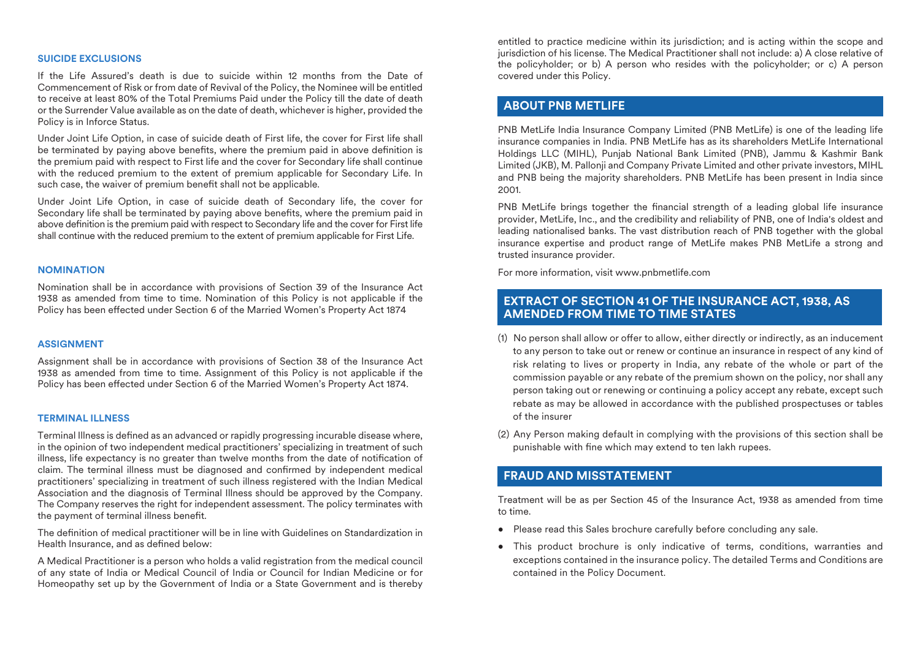### SUICIDE EXCLUSIONS

If the Life Assured's death is due to suicide within 12 months from the Date of Commencement of Risk or from date of Revival of the Policy, the Nominee will be entitled to receive at least 80% of the Total Premiums Paid under the Policy till the date of death or the Surrender Value available as on the date of death, whichever is higher, provided the Policy is in Inforce Status.

Under Joint Life Option, in case of suicide death of First life, the cover for First life shall be terminated by paying above benefits, where the premium paid in above definition is the premium paid with respect to First life and the cover for Secondary life shall continue with the reduced premium to the extent of premium applicable for Secondary Life. In such case, the waiver of premium benefit shall not be applicable.

Under Joint Life Option, in case of suicide death of Secondary life, the cover for Secondary life shall be terminated by paying above benefits, where the premium paid in above definition is the premium paid with respect to Secondary life and the cover for First life shall continue with the reduced premium to the extent of premium applicable for First Life.

### NOMINATION

Nomination shall be in accordance with provisions of Section 39 of the Insurance Act 1938 as amended from time to time. Nomination of this Policy is not applicable if the Policy has been effected under Section 6 of the Married Women's Property Act 1874

### ASSIGNMENT

Assignment shall be in accordance with provisions of Section 38 of the Insurance Act 1938 as amended from time to time. Assignment of this Policy is not applicable if the Policy has been effected under Section 6 of the Married Women's Property Act 1874.

### TERMINAL ILLNESS

Terminal Illness is defined as an advanced or rapidly progressing incurable disease where, in the opinion of two independent medical practitioners' specializing in treatment of such illness, life expectancy is no greater than twelve months from the date of notification of claim. The terminal illness must be diagnosed and confirmed by independent medical practitioners' specializing in treatment of such illness registered with the Indian Medical Association and the diagnosis of Terminal Illness should be approved by the Company. The Company reserves the right for independent assessment. The policy terminates with the payment of terminal illness benefit.

The definition of medical practitioner will be in line with Guidelines on Standardization in Health Insurance, and as defined below:

A Medical Practitioner is a person who holds a valid registration from the medical council of any state of India or Medical Council of India or Council for Indian Medicine or for Homeopathy set up by the Government of India or a State Government and is thereby entitled to practice medicine within its jurisdiction; and is acting within the scope and jurisdiction of his license. The Medical Practitioner shall not include: a) A close relative of the policyholder; or b) A person who resides with the policyholder; or c) A person covered under this Policy.

## ABOUT PNB METLIFE

PNB MetLife India Insurance Company Limited (PNB MetLife) is one of the leading life insurance companies in India. PNB MetLife has as its shareholders MetLife International Holdings LLC (MIHL), Punjab National Bank Limited (PNB), Jammu & Kashmir Bank Limited (JKB), M. Pallonji and Company Private Limited and other private investors, MIHL and PNB being the majority shareholders. PNB MetLife has been present in India since 2001.

PNB MetLife brings together the financial strength of a leading global life insurance provider, MetLife, Inc., and the credibility and reliability of PNB, one of India's oldest and leading nationalised banks. The vast distribution reach of PNB together with the global insurance expertise and product range of MetLife makes PNB MetLife a strong and trusted insurance provider.

For more information, visit www.pnbmetlife.com

## EXTRACT OF SECTION 41 OF THE INSURANCE ACT, 1938, AS AMENDED FROM TIME TO TIME STATES

(1) No person shall allow or offer to allow, either directly or indirectly, as an inducement to any person to take out or renew or continue an insurance in respect of any kind of risk relating to lives or property in India, any rebate of the whole or part of the commission payable or any rebate of the premium shown on the policy, nor shall any person taking out or renewing or continuing a policy accept any rebate, except such rebate as may be allowed in accordance with the published prospectuses or tables of the insurer

(2) Any Person making default in complying with the provisions of this section shall be punishable with fine which may extend to ten lakh rupees.

## FRAUD AND MISSTATEMENT

Treatment will be as per Section 45 of the Insurance Act, 1938 as amended from time to time.

- Please read this Sales brochure carefully before concluding any sale.
- This product brochure is only indicative of terms, conditions, warranties and exceptions contained in the insurance policy. The detailed Terms and Conditions are contained in the Policy Document.